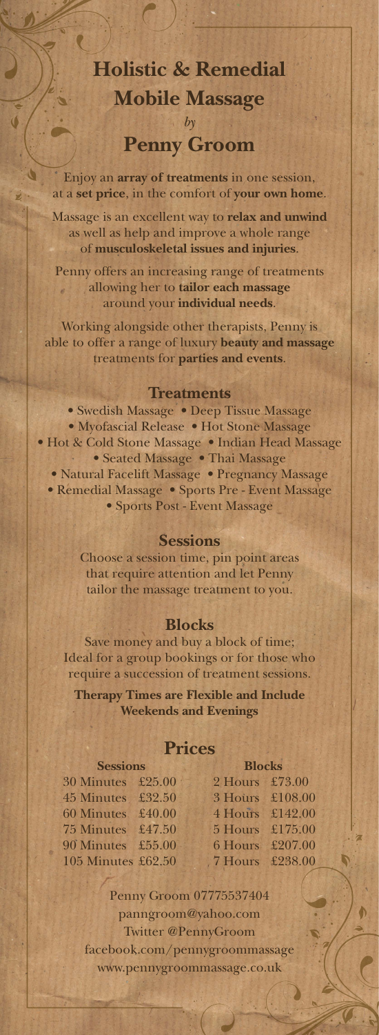# Holistic & Remedial Mobile Massage

*by*

## Penny Groom

Enjoy an **array of treatments** in one session, at a **set price**, in the comfort of **your own home**.

Massage is an excellent way to **relax and unwind** as well as help and improve a whole range of **musculoskeletal issues and injuries**.

Penny offers an increasing range of treatments allowing her to **tailor each massage** around your **individual needs**.

Working alongside other therapists, Penny is able to offer a range of luxury **beauty and massage** treatments for **parties and events**.

### Treatments

- Swedish Massage
- Deep Tissue Massage
- Myofascial Release
- Hot Stone Massage
- Hot & Cold Stone Massage
- Indian Head Massage
- Seated Massage
- Thai Massage
- Natural Facelift Massage
- Pregnancy Massage
- Remedial Massage
- Sports Pre - Event Massage
- Sports Post - Event Massage

### Sessions

Choose a session time, pin point areas that require attention and let Penny tailor the massage treatment to you.

### Blocks

Save money and buy a block of time; Ideal for a group bookings or for those who require a succession of treatment sessions.

**Therapy Times are Flexible and Include Weekends and Evenings**

## Prices

| Sessions | | Blocks | |
|---|---|---|---|
| 30 Minutes | £25.00 | 2 Hours | £73.00 |
| 45 Minutes | £32.50 | 3 Hours | £108.00 |
| 60 Minutes | £40.00 | 4 Hours | £142.00 |
| 75 Minutes | £47.50 | 5 Hours | £175.00 |
| 90 Minutes | £55.00 | 6 Hours | £207.00 |
| 105 Minutes | £62.50 | 7 Hours | £238.00 |

Penny Groom 07775537404
panngroom@yahoo.com
Twitter @PennyGroom
facebook.com/pennygroommassage
www.pennygroommassage.co.uk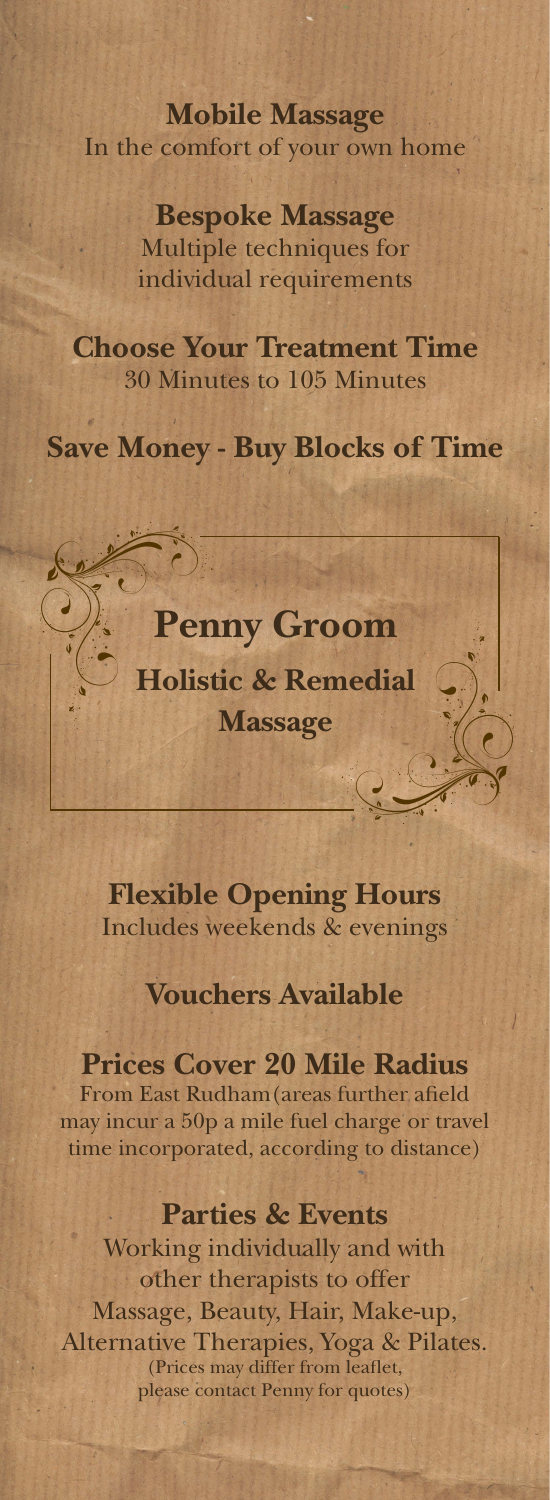## Mobile Massage

In the comfort of your own home

## Bespoke Massage

Multiple techniques for individual requirements

## Choose Your Treatment Time

30 Minutes to 105 Minutes

## Save Money - Buy Blocks of Time

# Penny Groom

## Holistic & Remedial Massage

## Flexible Opening Hours

Includes weekends & evenings

## Vouchers Available

## Prices Cover 20 Mile Radius

From East Rudham (areas further afield may incur a 50p a mile fuel charge or travel time incorporated, according to distance)

## Parties & Events

Working individually and with other therapists to offer Massage, Beauty, Hair, Make-up, Alternative Therapies, Yoga & Pilates.

(Prices may differ from leaflet, please contact Penny for quotes)